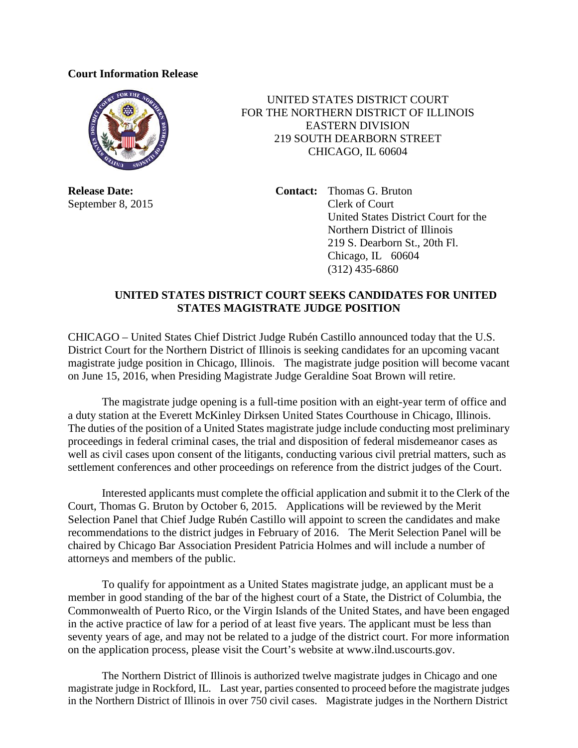**Court Information Release**

UNITED STATES DISTRICT COURT
FOR THE NORTHERN DISTRICT OF ILLINOIS
EASTERN DIVISION
219 SOUTH DEARBORN STREET
CHICAGO, IL 60604

**Release Date:**
September 8, 2015

**Contact:** Thomas G. Bruton
Clerk of Court
United States District Court for the
Northern District of Illinois
219 S. Dearborn St., 20th Fl.
Chicago, IL 60604
(312) 435-6860

## UNITED STATES DISTRICT COURT SEEKS CANDIDATES FOR UNITED STATES MAGISTRATE JUDGE POSITION

CHICAGO – United States Chief District Judge Rubén Castillo announced today that the U.S. District Court for the Northern District of Illinois is seeking candidates for an upcoming vacant magistrate judge position in Chicago, Illinois. The magistrate judge position will become vacant on June 15, 2016, when Presiding Magistrate Judge Geraldine Soat Brown will retire.

The magistrate judge opening is a full-time position with an eight-year term of office and a duty station at the Everett McKinley Dirksen United States Courthouse in Chicago, Illinois. The duties of the position of a United States magistrate judge include conducting most preliminary proceedings in federal criminal cases, the trial and disposition of federal misdemeanor cases as well as civil cases upon consent of the litigants, conducting various civil pretrial matters, such as settlement conferences and other proceedings on reference from the district judges of the Court.

Interested applicants must complete the official application and submit it to the Clerk of the Court, Thomas G. Bruton by October 6, 2015. Applications will be reviewed by the Merit Selection Panel that Chief Judge Rubén Castillo will appoint to screen the candidates and make recommendations to the district judges in February of 2016. The Merit Selection Panel will be chaired by Chicago Bar Association President Patricia Holmes and will include a number of attorneys and members of the public.

To qualify for appointment as a United States magistrate judge, an applicant must be a member in good standing of the bar of the highest court of a State, the District of Columbia, the Commonwealth of Puerto Rico, or the Virgin Islands of the United States, and have been engaged in the active practice of law for a period of at least five years. The applicant must be less than seventy years of age, and may not be related to a judge of the district court. For more information on the application process, please visit the Court's website at www.ilnd.uscourts.gov.

The Northern District of Illinois is authorized twelve magistrate judges in Chicago and one magistrate judge in Rockford, IL. Last year, parties consented to proceed before the magistrate judges in the Northern District of Illinois in over 750 civil cases. Magistrate judges in the Northern District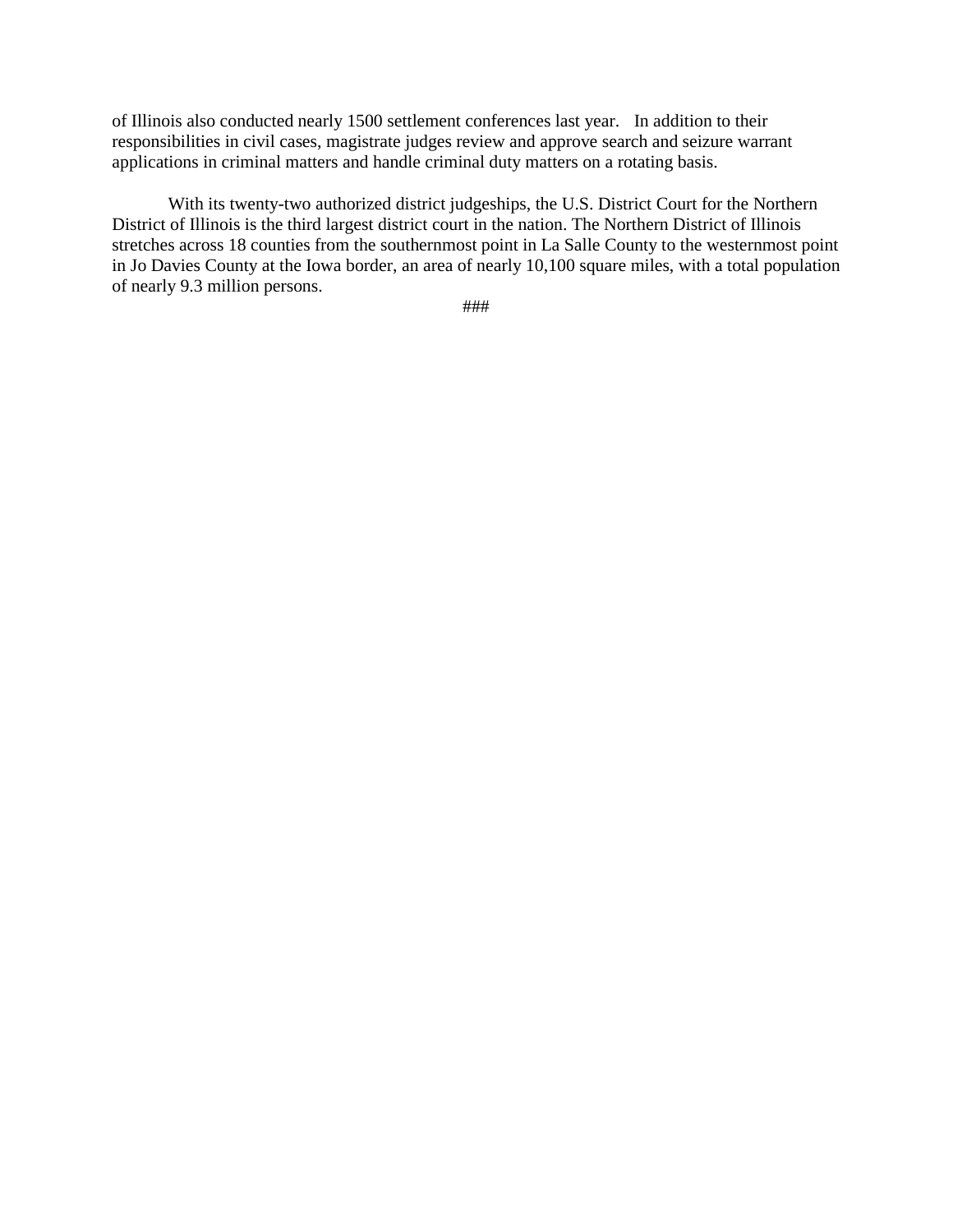of Illinois also conducted nearly 1500 settlement conferences last year. In addition to their responsibilities in civil cases, magistrate judges review and approve search and seizure warrant applications in criminal matters and handle criminal duty matters on a rotating basis.

With its twenty-two authorized district judgeships, the U.S. District Court for the Northern District of Illinois is the third largest district court in the nation. The Northern District of Illinois stretches across 18 counties from the southernmost point in La Salle County to the westernmost point in Jo Davies County at the Iowa border, an area of nearly 10,100 square miles, with a total population of nearly 9.3 million persons.

###